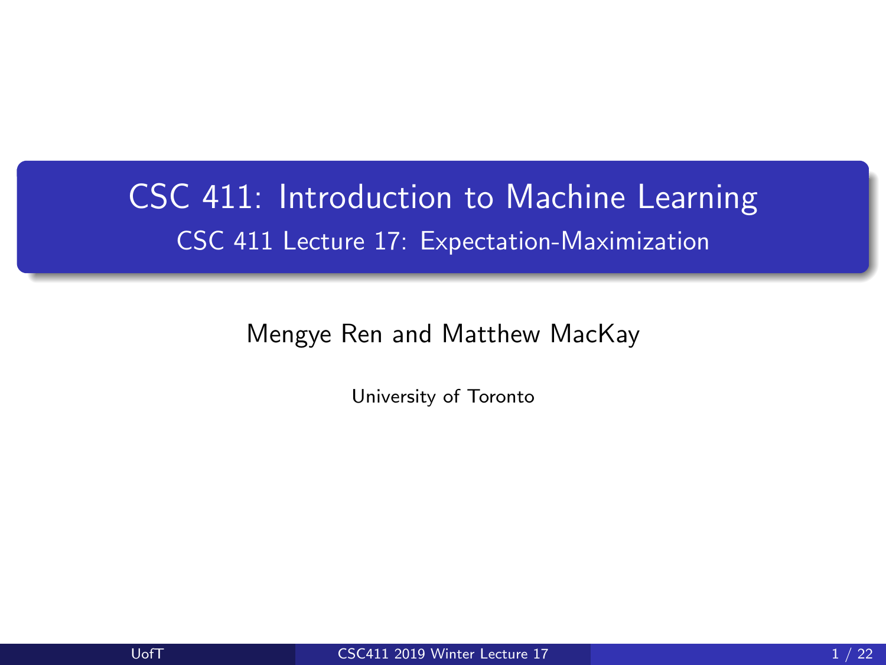# CSC 411: Introduction to Machine Learning

## CSC 411 Lecture 17: Expectation-Maximization

Mengye Ren and Matthew MacKay

University of Toronto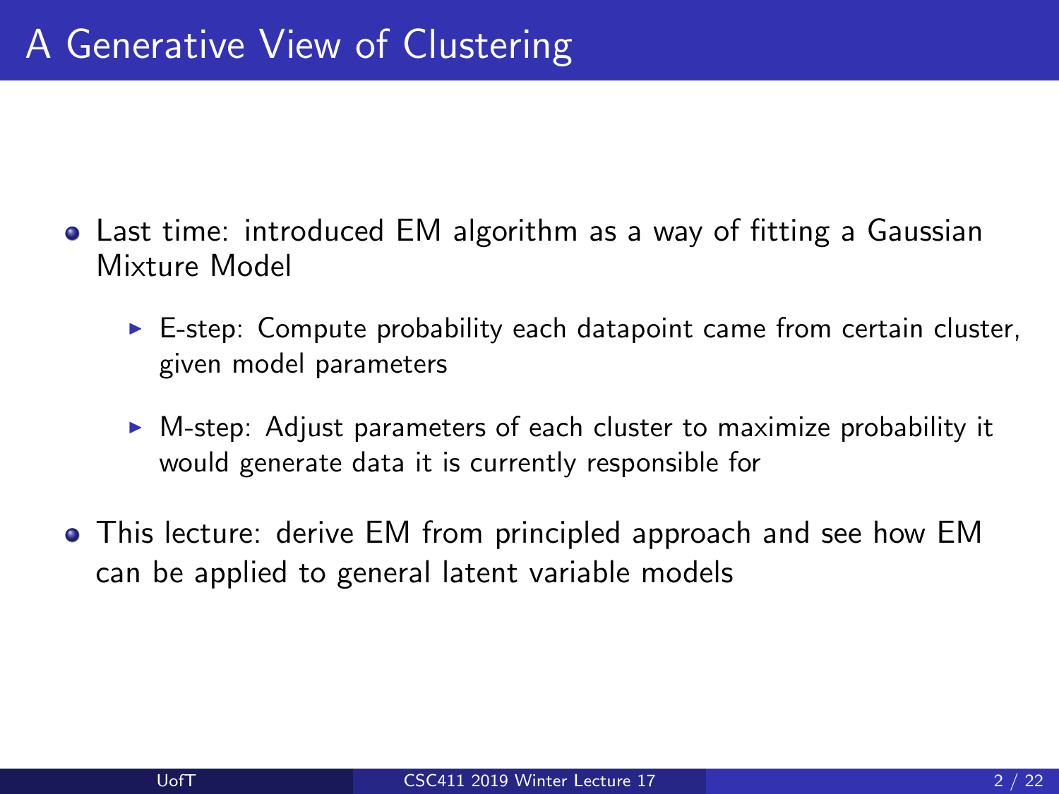# A Generative View of Clustering

- Last time: introduced EM algorithm as a way of fitting a Gaussian Mixture Model
  - E-step: Compute probability each datapoint came from certain cluster, given model parameters
  - M-step: Adjust parameters of each cluster to maximize probability it would generate data it is currently responsible for
- This lecture: derive EM from principled approach and see how EM can be applied to general latent variable models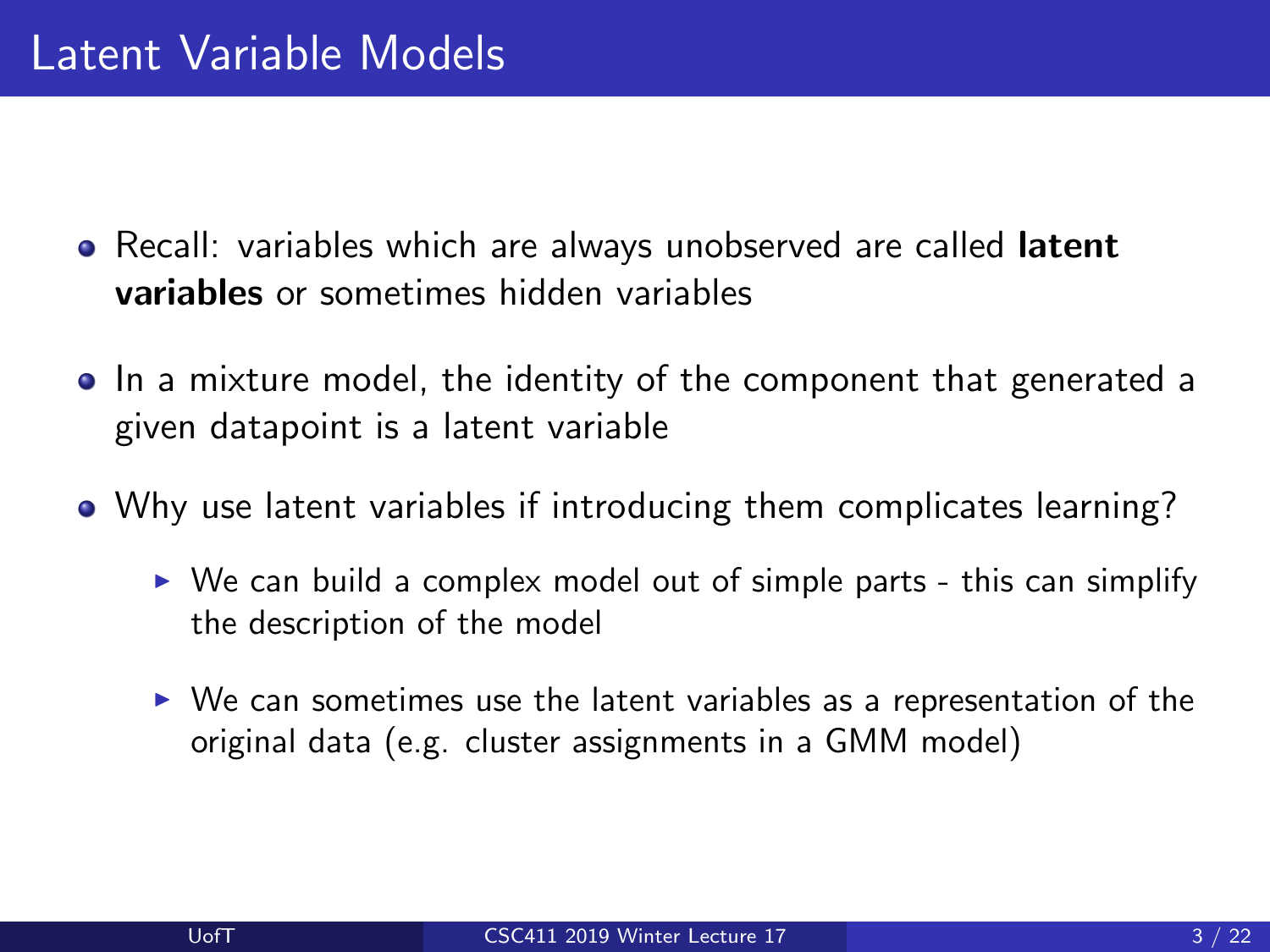# Latent Variable Models

- Recall: variables which are always unobserved are called **latent variables** or sometimes hidden variables
- In a mixture model, the identity of the component that generated a given datapoint is a latent variable
- Why use latent variables if introducing them complicates learning?
  - We can build a complex model out of simple parts - this can simplify the description of the model
  - We can sometimes use the latent variables as a representation of the original data (e.g. cluster assignments in a GMM model)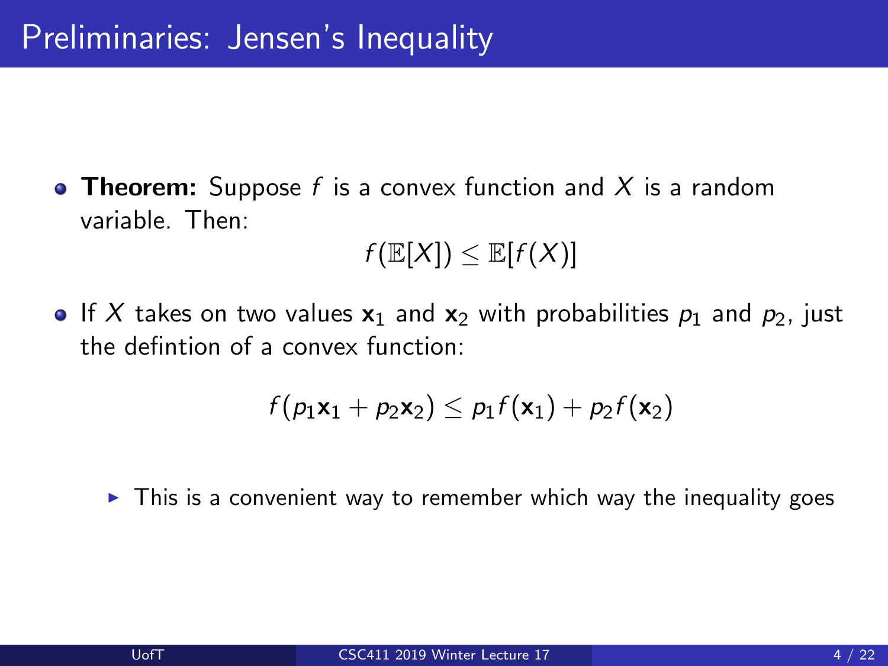# Preliminaries: Jensen's Inequality

- **Theorem:** Suppose $f$ is a convex function and $X$ is a random variable. Then:

$$f(\mathbb{E}[X]) \leq \mathbb{E}[f(X)]$$

- If $X$ takes on two values $\mathbf{x}_1$ and $\mathbf{x}_2$ with probabilities $p_1$ and $p_2$, just the defintion of a convex function:

$$f(p_1\mathbf{x}_1 + p_2\mathbf{x}_2) \leq p_1 f(\mathbf{x}_1) + p_2 f(\mathbf{x}_2)$$

  - This is a convenient way to remember which way the inequality goes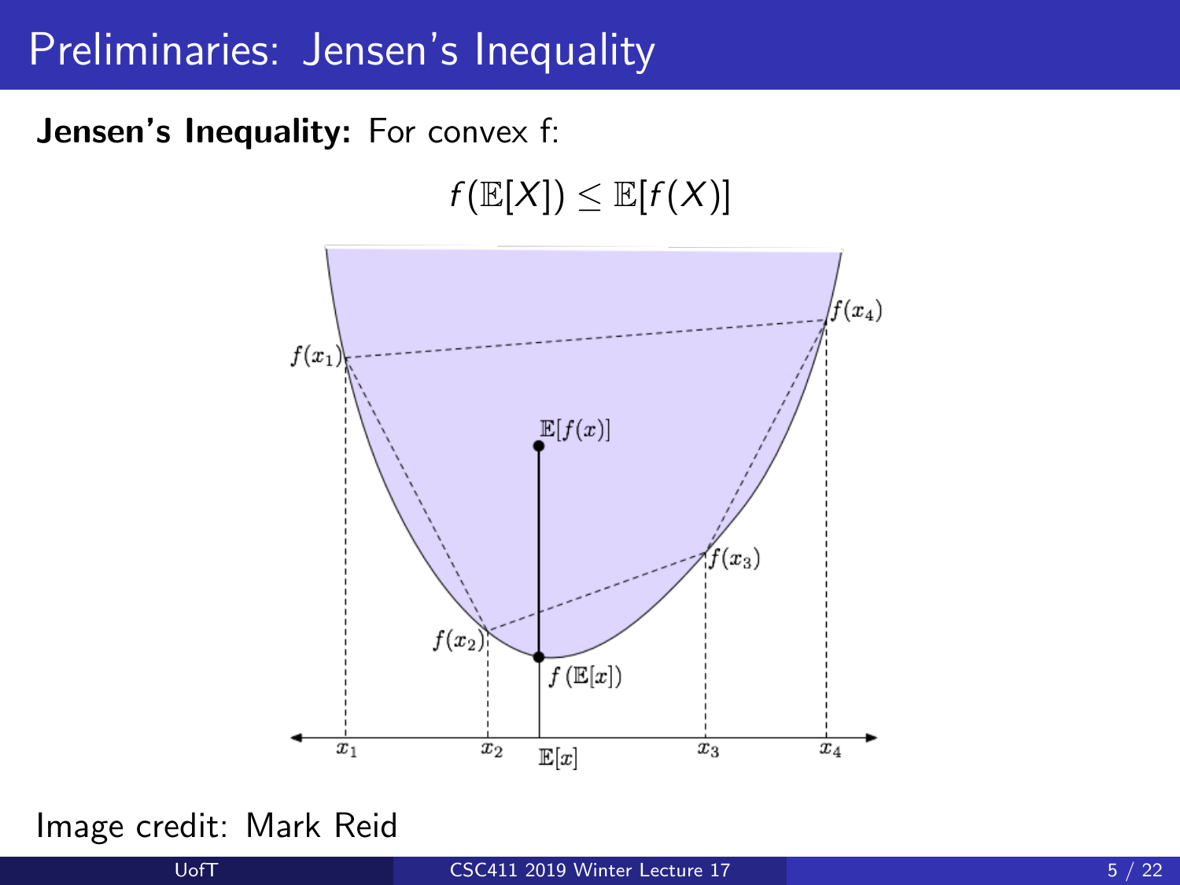# Preliminaries: Jensen's Inequality

**Jensen's Inequality:** For convex f:

$$f(\mathbb{E}[X]) \leq \mathbb{E}[f(X)]$$

Image credit: Mark Reid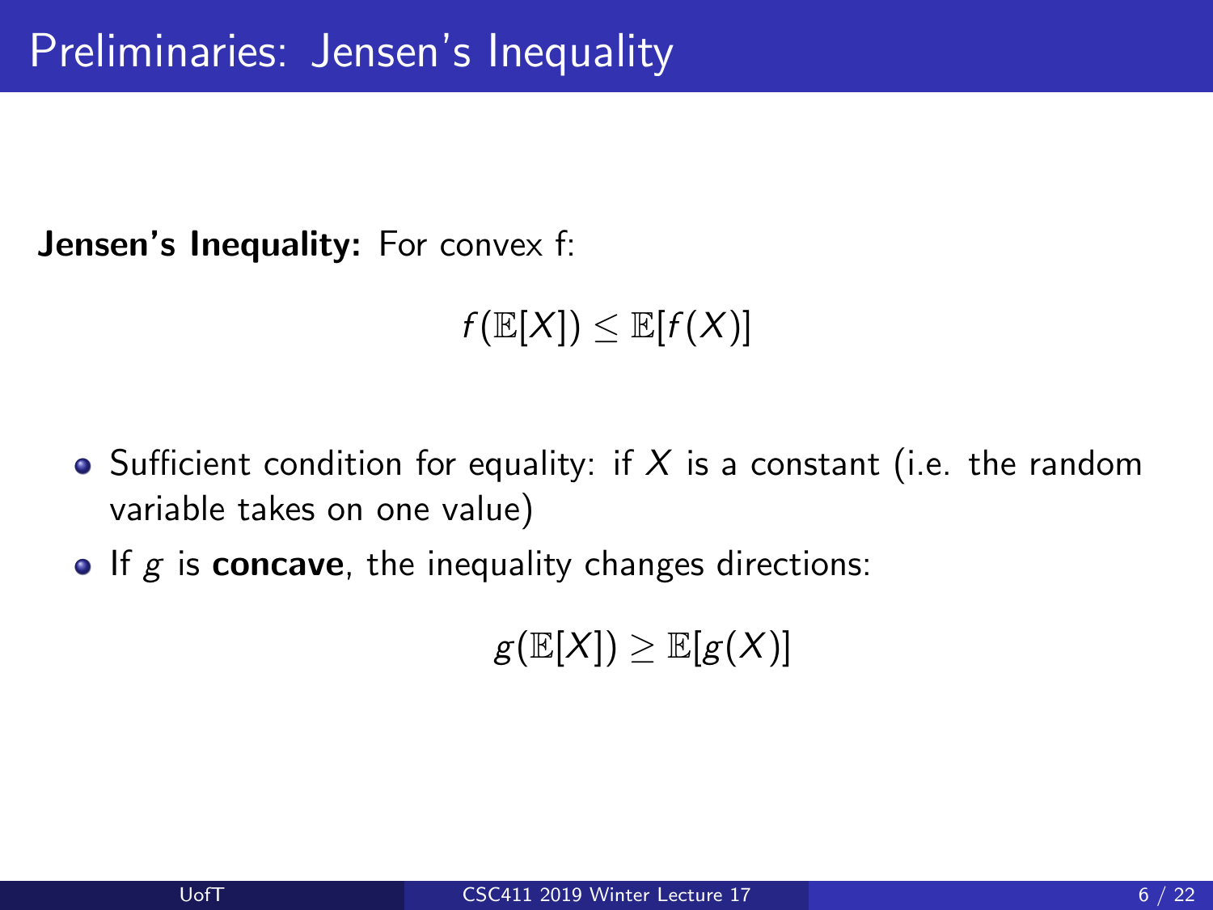# Preliminaries: Jensen's Inequality

**Jensen's Inequality:** For convex f:

$$f(\mathbb{E}[X]) \leq \mathbb{E}[f(X)]$$

- Sufficient condition for equality: if $X$ is a constant (i.e. the random variable takes on one value)
- If $g$ is **concave**, the inequality changes directions:

$$g(\mathbb{E}[X]) \geq \mathbb{E}[g(X)]$$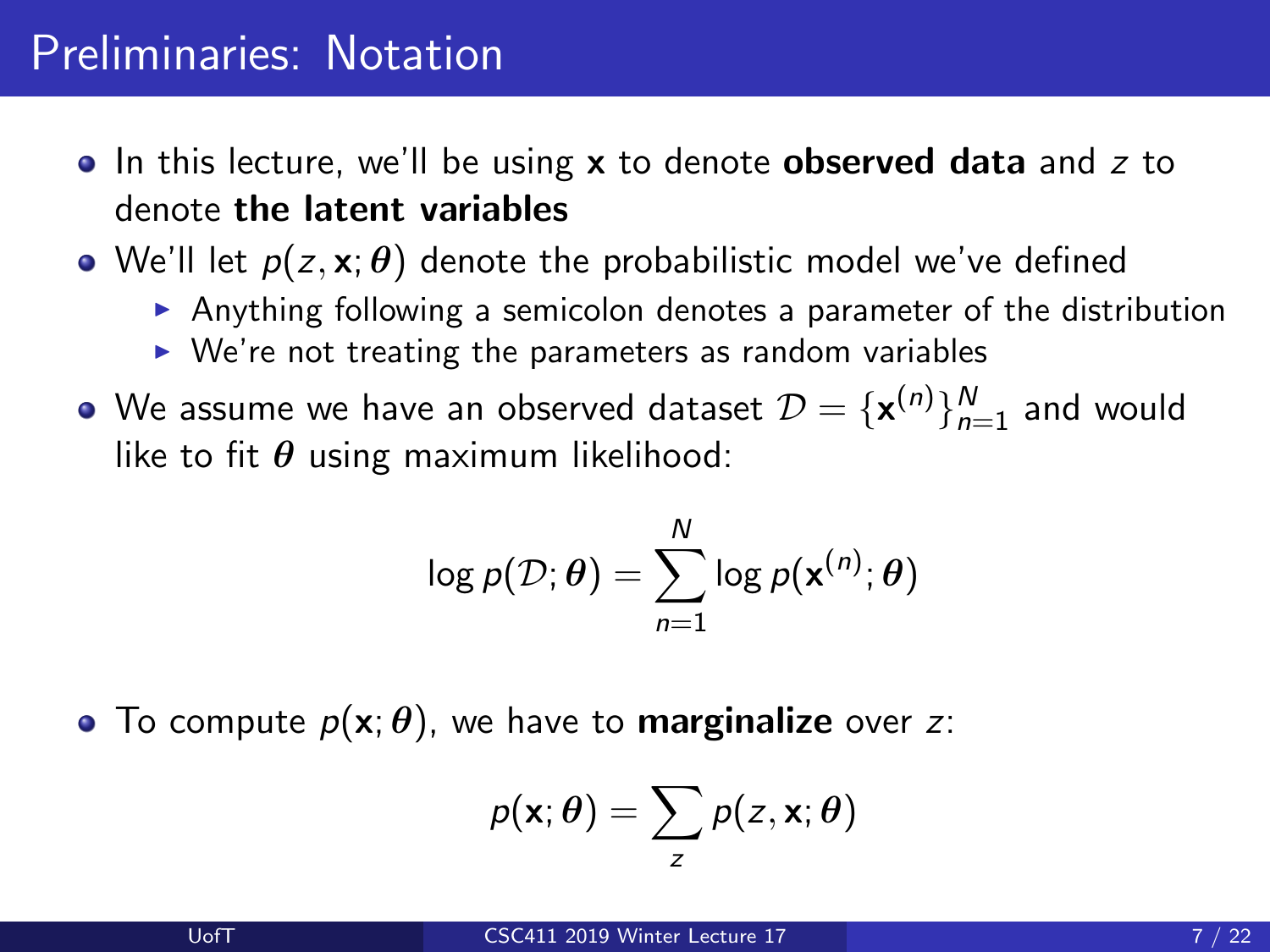# Preliminaries: Notation

- In this lecture, we'll be using $\mathbf{x}$ to denote **observed data** and $z$ to denote **the latent variables**
- We'll let $p(z, \mathbf{x}; \boldsymbol{\theta})$ denote the probabilistic model we've defined
  - Anything following a semicolon denotes a parameter of the distribution
  - We're not treating the parameters as random variables
- We assume we have an observed dataset $\mathcal{D} = \{\mathbf{x}^{(n)}\}_{n=1}^{N}$ and would like to fit $\boldsymbol{\theta}$ using maximum likelihood:

$$\log p(\mathcal{D}; \boldsymbol{\theta}) = \sum_{n=1}^{N} \log p(\mathbf{x}^{(n)}; \boldsymbol{\theta})$$

- To compute $p(\mathbf{x}; \boldsymbol{\theta})$, we have to **marginalize** over $z$:

$$p(\mathbf{x}; \boldsymbol{\theta}) = \sum_{z} p(z, \mathbf{x}; \boldsymbol{\theta})$$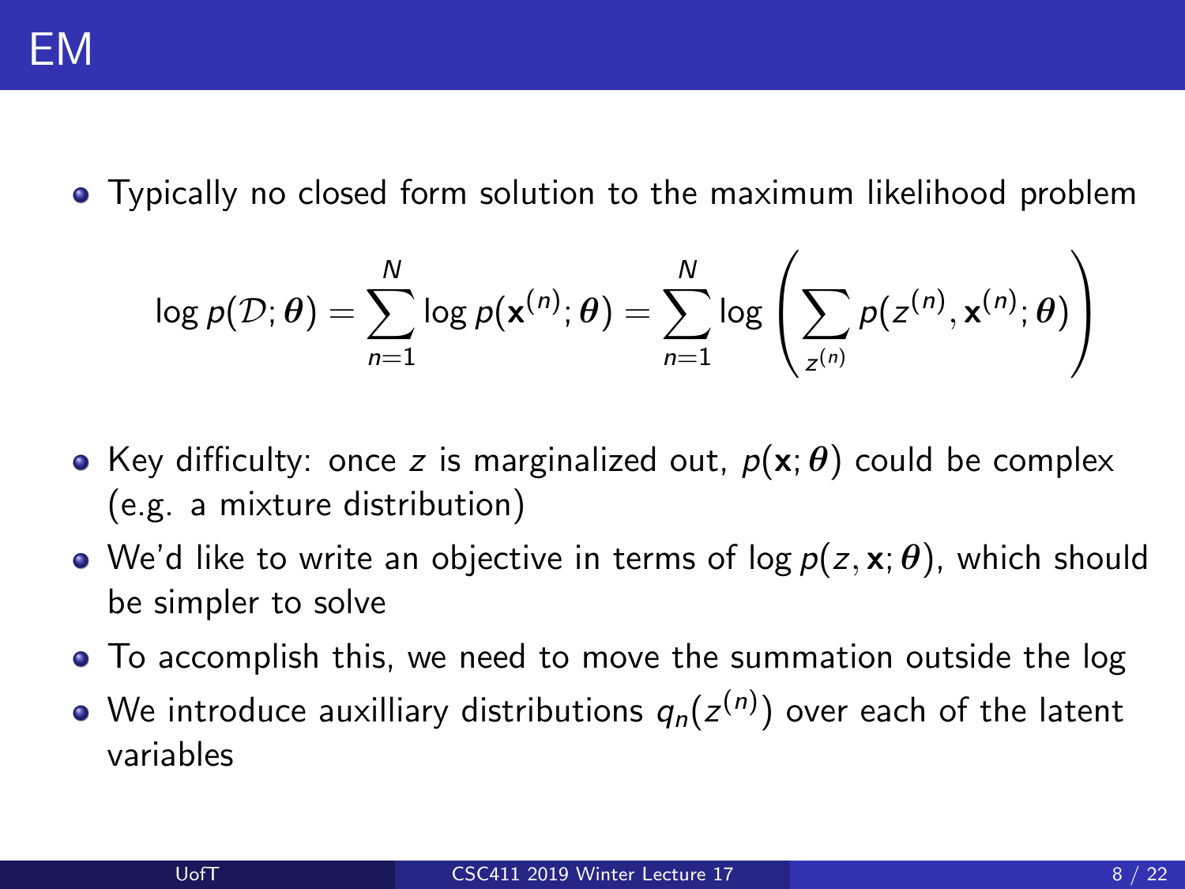# EM

- Typically no closed form solution to the maximum likelihood problem

$$\log p(\mathcal{D}; \boldsymbol{\theta}) = \sum_{n=1}^{N} \log p(\mathbf{x}^{(n)}; \boldsymbol{\theta}) = \sum_{n=1}^{N} \log \left( \sum_{z^{(n)}} p(z^{(n)}, \mathbf{x}^{(n)}; \boldsymbol{\theta}) \right)$$

- Key difficulty: once $z$ is marginalized out, $p(\mathbf{x}; \boldsymbol{\theta})$ could be complex (e.g. a mixture distribution)
- We'd like to write an objective in terms of $\log p(z, \mathbf{x}; \boldsymbol{\theta})$, which should be simpler to solve
- To accomplish this, we need to move the summation outside the log
- We introduce auxilliary distributions $q_n(z^{(n)})$ over each of the latent variables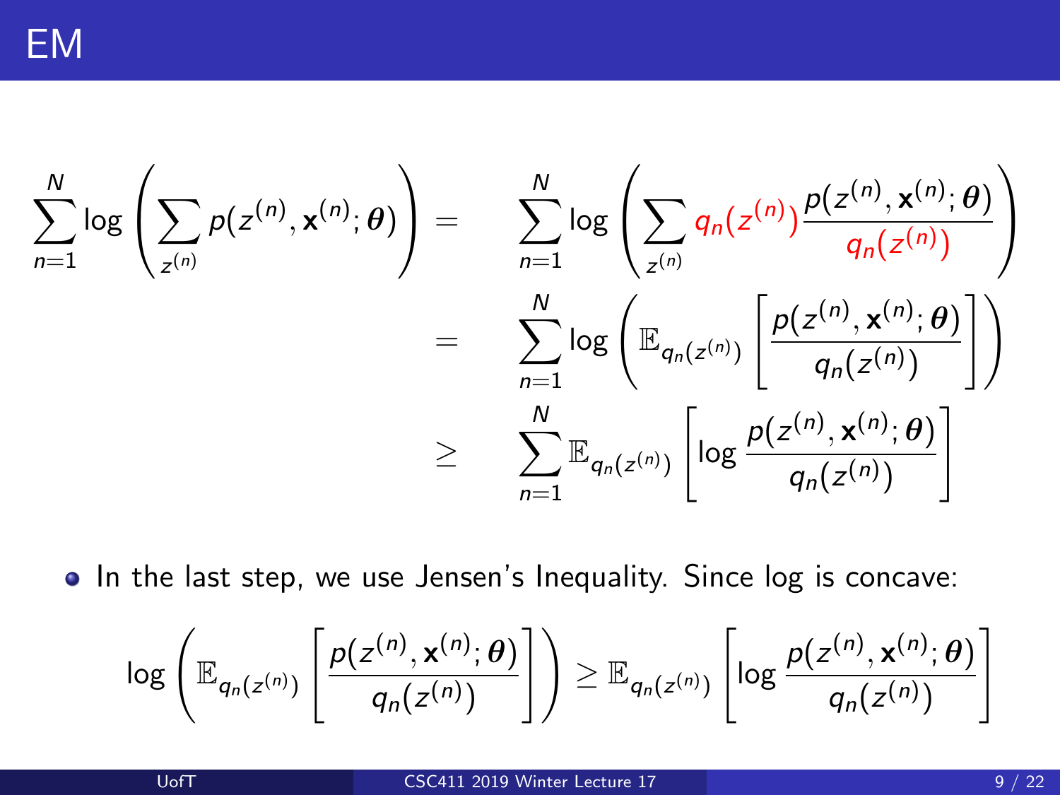# EM

$$
\begin{aligned}
\sum_{n=1}^{N} \log \left( \sum_{z^{(n)}} p(z^{(n)}, \mathbf{x}^{(n)}; \boldsymbol{\theta}) \right) &= \sum_{n=1}^{N} \log \left( \sum_{z^{(n)}} q_n(z^{(n)}) \frac{p(z^{(n)}, \mathbf{x}^{(n)}; \boldsymbol{\theta})}{q_n(z^{(n)})} \right) \\
&= \sum_{n=1}^{N} \log \left( \mathbb{E}_{q_n(z^{(n)})} \left[ \frac{p(z^{(n)}, \mathbf{x}^{(n)}; \boldsymbol{\theta})}{q_n(z^{(n)})} \right] \right) \\
&\geq \sum_{n=1}^{N} \mathbb{E}_{q_n(z^{(n)})} \left[ \log \frac{p(z^{(n)}, \mathbf{x}^{(n)}; \boldsymbol{\theta})}{q_n(z^{(n)})} \right]
\end{aligned}
$$

- In the last step, we use Jensen's Inequality. Since log is concave:

$$
\log \left( \mathbb{E}_{q_n(z^{(n)})} \left[ \frac{p(z^{(n)}, \mathbf{x}^{(n)}; \boldsymbol{\theta})}{q_n(z^{(n)})} \right] \right) \geq \mathbb{E}_{q_n(z^{(n)})} \left[ \log \frac{p(z^{(n)}, \mathbf{x}^{(n)}; \boldsymbol{\theta})}{q_n(z^{(n)})} \right]
$$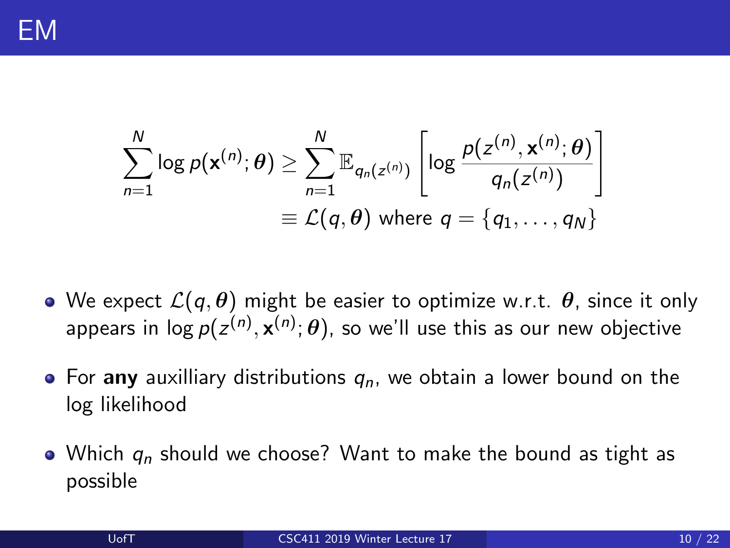# EM

$$\sum_{n=1}^{N} \log p(\mathbf{x}^{(n)}; \boldsymbol{\theta}) \geq \sum_{n=1}^{N} \mathbb{E}_{q_n(z^{(n)})} \left[ \log \frac{p(z^{(n)}, \mathbf{x}^{(n)}; \boldsymbol{\theta})}{q_n(z^{(n)})} \right]$$

$$\equiv \mathcal{L}(q, \boldsymbol{\theta}) \text{ where } q = \{q_1, \ldots, q_N\}$$

- We expect $\mathcal{L}(q, \boldsymbol{\theta})$ might be easier to optimize w.r.t. $\boldsymbol{\theta}$, since it only appears in $\log p(z^{(n)}, \mathbf{x}^{(n)}; \boldsymbol{\theta})$, so we'll use this as our new objective
- For **any** auxilliary distributions $q_n$, we obtain a lower bound on the log likelihood
- Which $q_n$ should we choose? Want to make the bound as tight as possible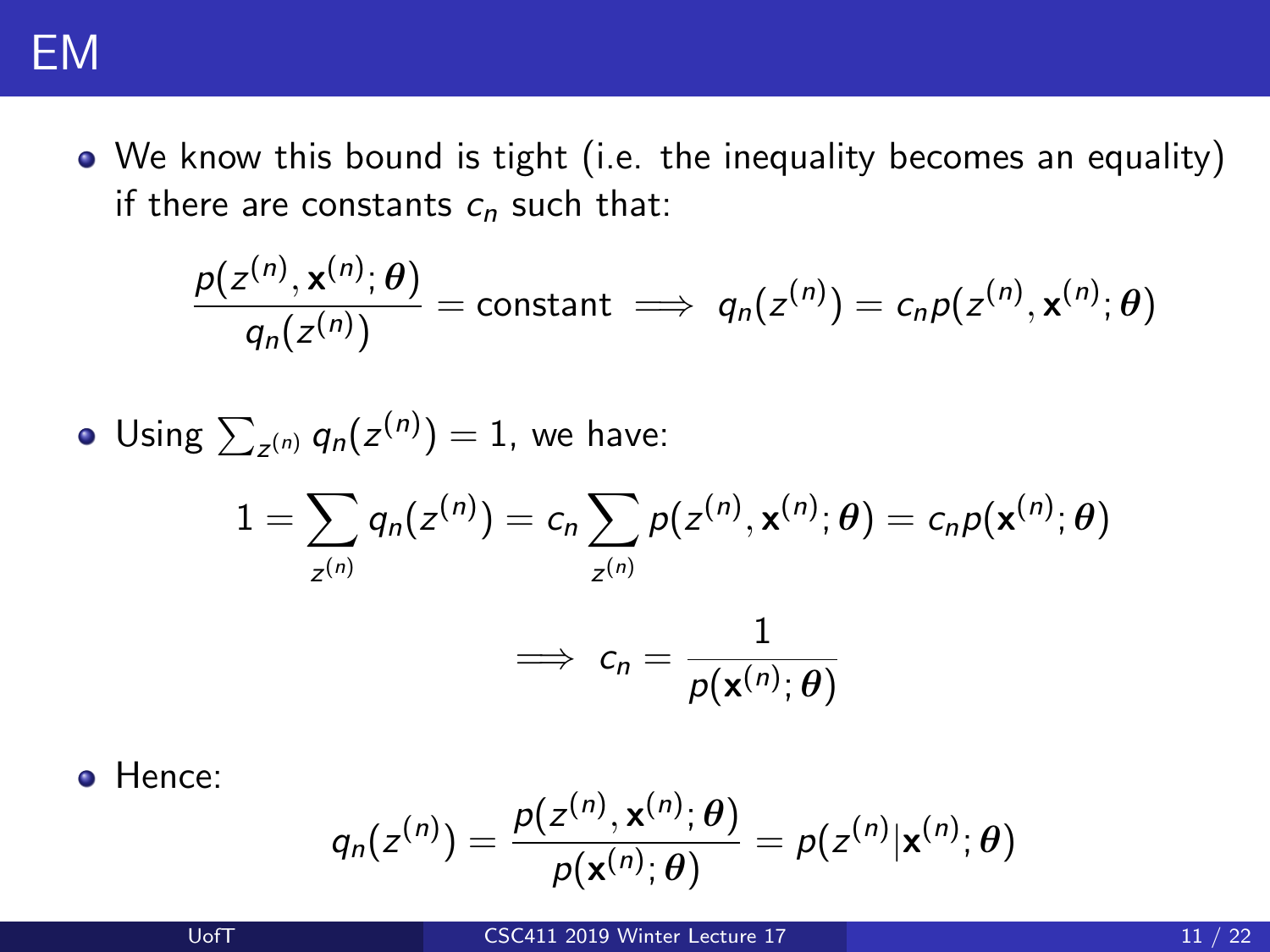# EM

- We know this bound is tight (i.e. the inequality becomes an equality) if there are constants $c_n$ such that:

$$\frac{p(z^{(n)}, \mathbf{x}^{(n)}; \boldsymbol{\theta})}{q_n(z^{(n)})} = \text{constant} \implies q_n(z^{(n)}) = c_n p(z^{(n)}, \mathbf{x}^{(n)}; \boldsymbol{\theta})$$

- Using $\sum_{z^{(n)}} q_n(z^{(n)}) = 1$, we have:

$$1 = \sum_{z^{(n)}} q_n(z^{(n)}) = c_n \sum_{z^{(n)}} p(z^{(n)}, \mathbf{x}^{(n)}; \boldsymbol{\theta}) = c_n p(\mathbf{x}^{(n)}; \boldsymbol{\theta})$$

$$\implies c_n = \frac{1}{p(\mathbf{x}^{(n)}; \boldsymbol{\theta})}$$

- Hence:

$$q_n(z^{(n)}) = \frac{p(z^{(n)}, \mathbf{x}^{(n)}; \boldsymbol{\theta})}{p(\mathbf{x}^{(n)}; \boldsymbol{\theta})} = p(z^{(n)} | \mathbf{x}^{(n)}; \boldsymbol{\theta})$$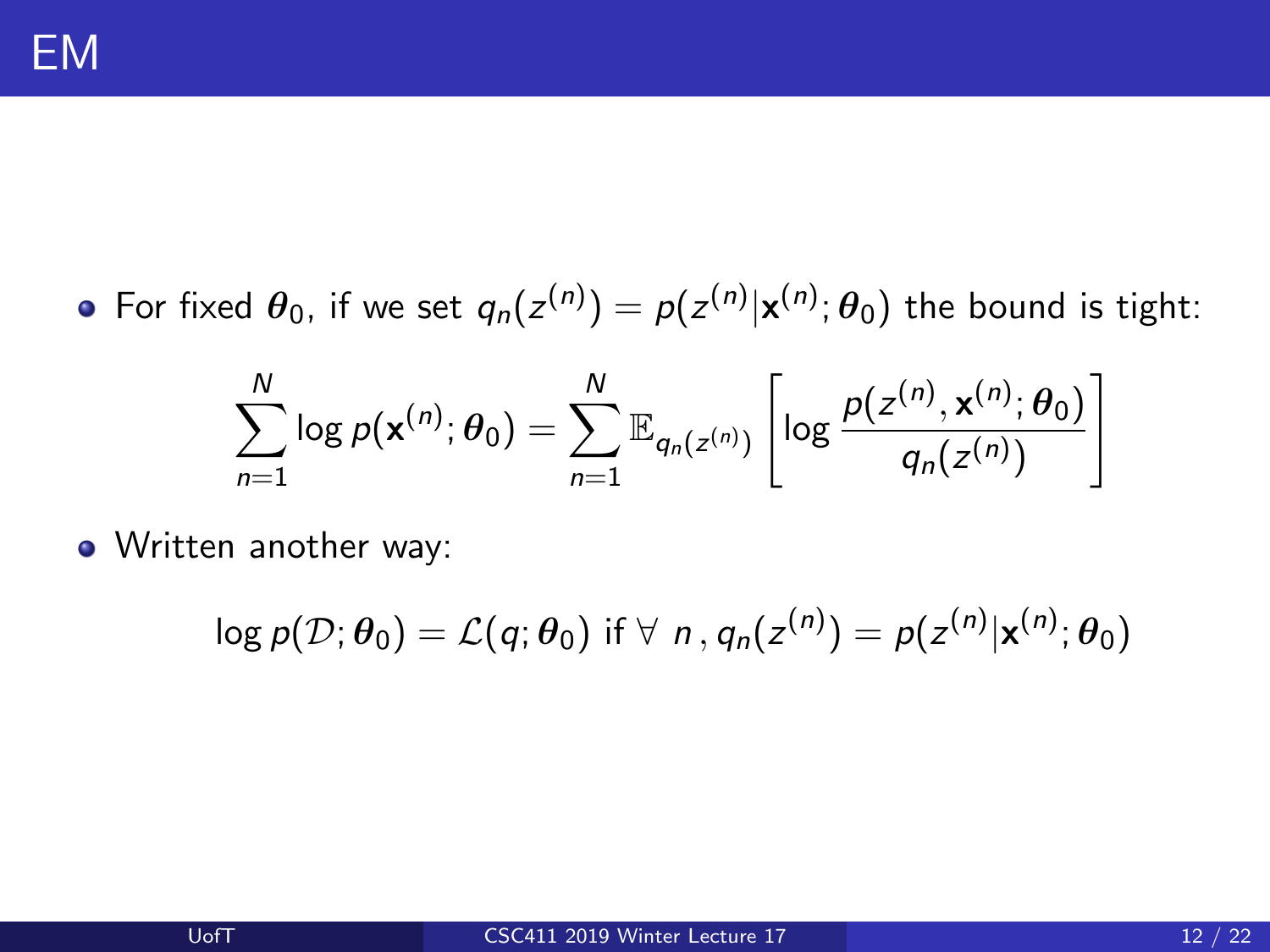# EM

- For fixed $\boldsymbol{\theta}_0$, if we set $q_n(z^{(n)}) = p(z^{(n)}|\mathbf{x}^{(n)}; \boldsymbol{\theta}_0)$ the bound is tight:

$$\sum_{n=1}^{N} \log p(\mathbf{x}^{(n)}; \boldsymbol{\theta}_0) = \sum_{n=1}^{N} \mathbb{E}_{q_n(z^{(n)})} \left[ \log \frac{p(z^{(n)}, \mathbf{x}^{(n)}; \boldsymbol{\theta}_0)}{q_n(z^{(n)})} \right]$$

- Written another way:

$$\log p(\mathcal{D}; \boldsymbol{\theta}_0) = \mathcal{L}(q; \boldsymbol{\theta}_0) \text{ if } \forall\ n \,, q_n(z^{(n)}) = p(z^{(n)}|\mathbf{x}^{(n)}; \boldsymbol{\theta}_0)$$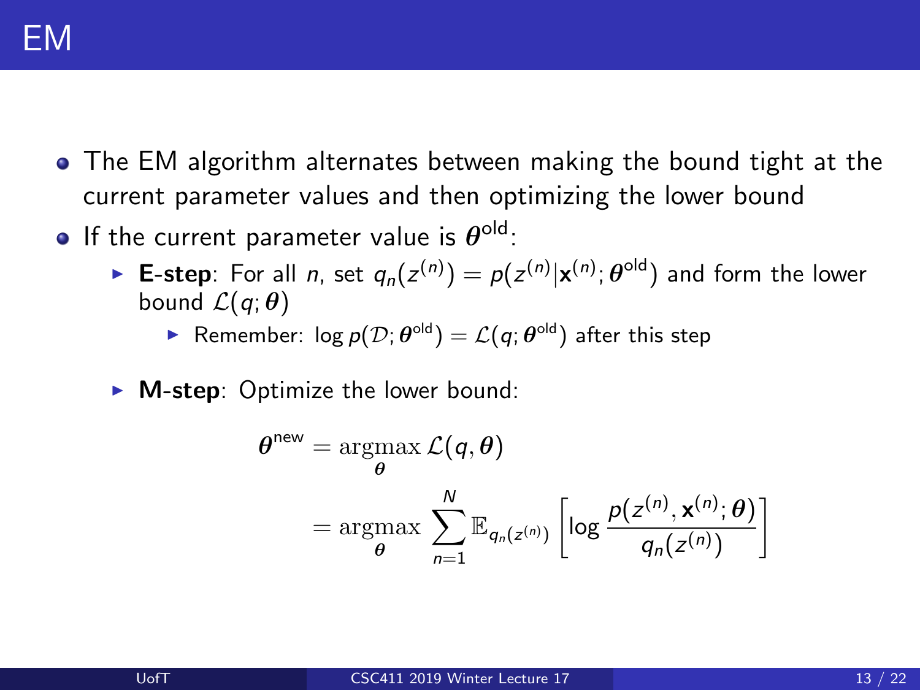# EM

- The EM algorithm alternates between making the bound tight at the current parameter values and then optimizing the lower bound
- If the current parameter value is $\boldsymbol{\theta}^{\text{old}}$:
  - **E-step**: For all $n$, set $q_n(z^{(n)}) = p(z^{(n)}|\mathbf{x}^{(n)}; \boldsymbol{\theta}^{\text{old}})$ and form the lower bound $\mathcal{L}(q; \boldsymbol{\theta})$
    - Remember: $\log p(\mathcal{D}; \boldsymbol{\theta}^{\text{old}}) = \mathcal{L}(q; \boldsymbol{\theta}^{\text{old}})$ after this step
  - **M-step**: Optimize the lower bound:

$$
\begin{aligned}
\boldsymbol{\theta}^{\text{new}} &= \underset{\boldsymbol{\theta}}{\operatorname{argmax}}\, \mathcal{L}(q, \boldsymbol{\theta}) \\
&= \underset{\boldsymbol{\theta}}{\operatorname{argmax}} \sum_{n=1}^{N} \mathbb{E}_{q_n(z^{(n)})} \left[ \log \frac{p(z^{(n)}, \mathbf{x}^{(n)}; \boldsymbol{\theta})}{q_n(z^{(n)})} \right]
\end{aligned}
$$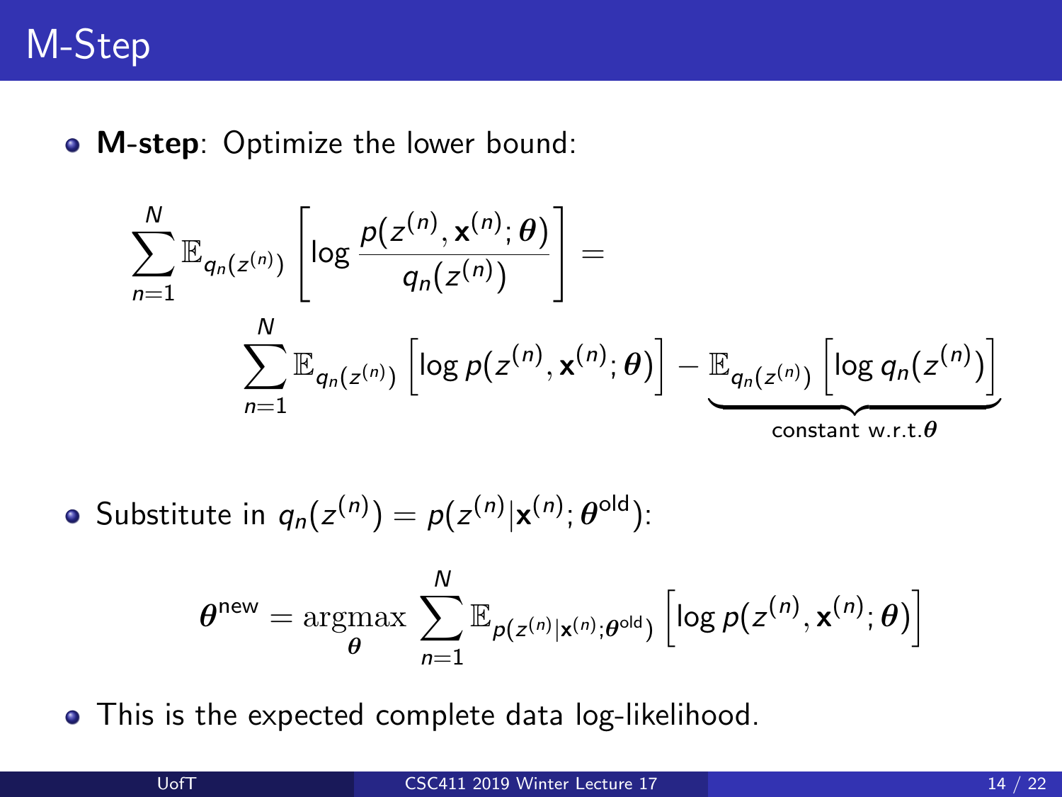# M-Step

- **M-step**: Optimize the lower bound:

$$
\sum_{n=1}^{N} \mathbb{E}_{q_n(z^{(n)})}\left[\log \frac{p(z^{(n)}, \mathbf{x}^{(n)}; \boldsymbol{\theta})}{q_n(z^{(n)})}\right] =
$$

$$
\sum_{n=1}^{N} \mathbb{E}_{q_n(z^{(n)})}\left[\log p(z^{(n)}, \mathbf{x}^{(n)}; \boldsymbol{\theta})\right] - \underbrace{\mathbb{E}_{q_n(z^{(n)})}\left[\log q_n(z^{(n)})\right]}_{\text{constant w.r.t.}\boldsymbol{\theta}}
$$

- Substitute in $q_n(z^{(n)}) = p(z^{(n)}|\mathbf{x}^{(n)}; \boldsymbol{\theta}^{\text{old}})$:

$$
\boldsymbol{\theta}^{\text{new}} = \operatorname*{argmax}_{\boldsymbol{\theta}} \sum_{n=1}^{N} \mathbb{E}_{p(z^{(n)}|\mathbf{x}^{(n)}; \boldsymbol{\theta}^{\text{old}})}\left[\log p(z^{(n)}, \mathbf{x}^{(n)}; \boldsymbol{\theta})\right]
$$

- This is the expected complete data log-likelihood.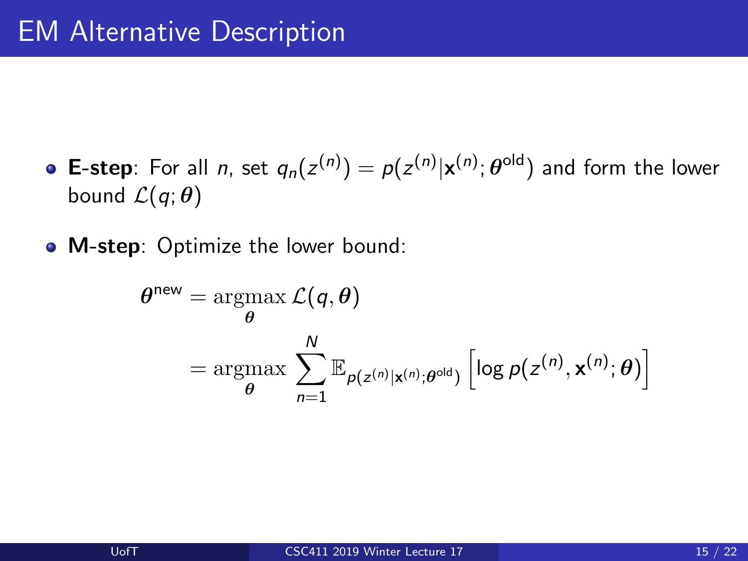# EM Alternative Description

- **E-step**: For all $n$, set $q_n(z^{(n)}) = p(z^{(n)}|\mathbf{x}^{(n)}; \boldsymbol{\theta}^{\text{old}})$ and form the lower bound $\mathcal{L}(q; \boldsymbol{\theta})$
- **M-step**: Optimize the lower bound:

$$
\begin{aligned}
\boldsymbol{\theta}^{\text{new}} &= \underset{\boldsymbol{\theta}}{\operatorname{argmax}}\, \mathcal{L}(q, \boldsymbol{\theta}) \\
&= \underset{\boldsymbol{\theta}}{\operatorname{argmax}} \sum_{n=1}^{N} \mathbb{E}_{p(z^{(n)}|\mathbf{x}^{(n)}; \boldsymbol{\theta}^{\text{old}})} \left[ \log p(z^{(n)}, \mathbf{x}^{(n)}; \boldsymbol{\theta}) \right]
\end{aligned}
$$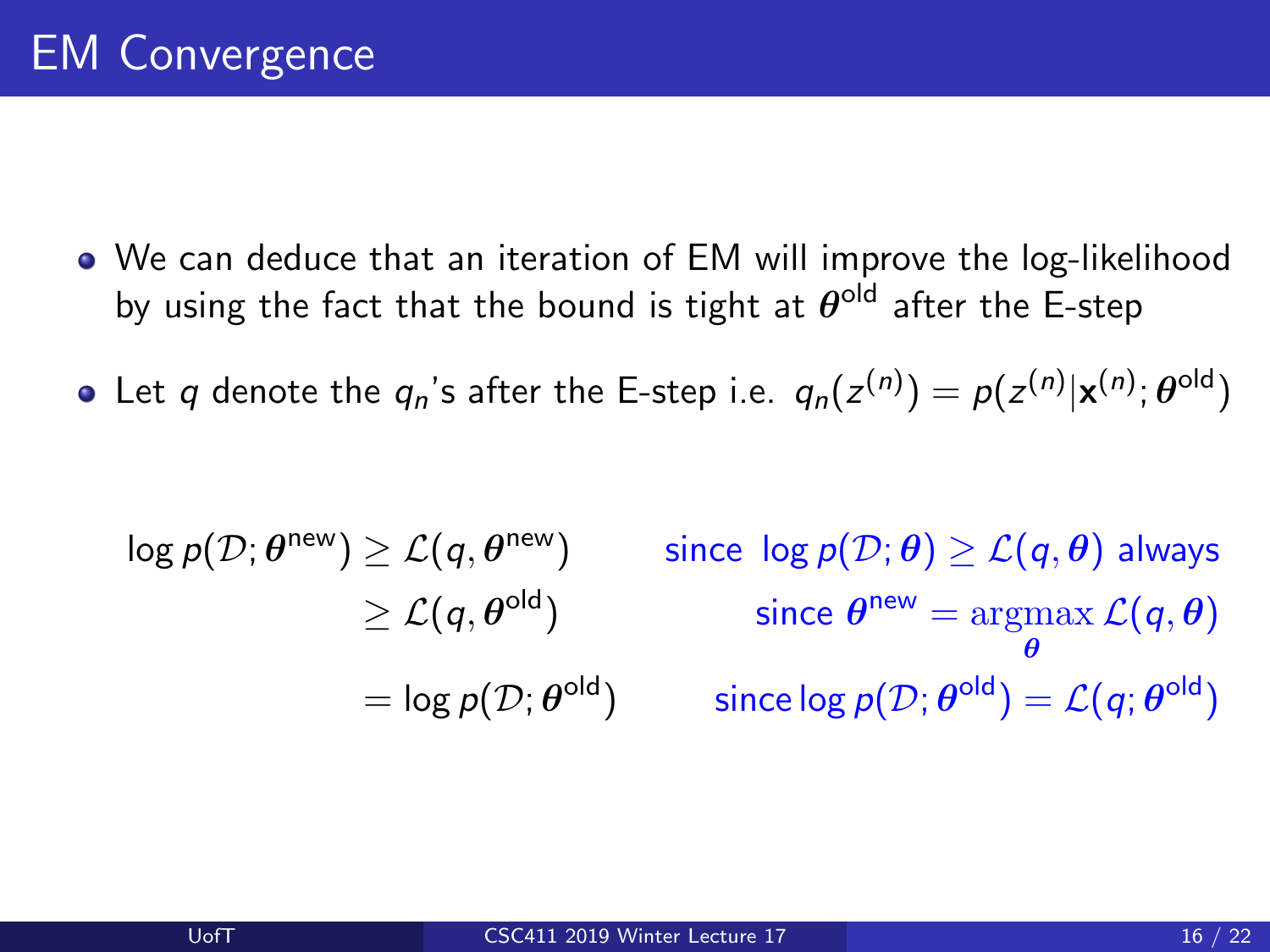# EM Convergence

- We can deduce that an iteration of EM will improve the log-likelihood by using the fact that the bound is tight at $\boldsymbol{\theta}^{\text{old}}$ after the E-step
- Let $q$ denote the $q_n$'s after the E-step i.e. $q_n(z^{(n)}) = p(z^{(n)}|\mathbf{x}^{(n)}; \boldsymbol{\theta}^{\text{old}})$

$$
\begin{aligned}
\log p(\mathcal{D}; \boldsymbol{\theta}^{\text{new}}) &\geq \mathcal{L}(q, \boldsymbol{\theta}^{\text{new}}) && \text{since } \log p(\mathcal{D}; \boldsymbol{\theta}) \geq \mathcal{L}(q, \boldsymbol{\theta}) \text{ always} \\
&\geq \mathcal{L}(q, \boldsymbol{\theta}^{\text{old}}) && \text{since } \boldsymbol{\theta}^{\text{new}} = \underset{\boldsymbol{\theta}}{\operatorname{argmax}}\, \mathcal{L}(q, \boldsymbol{\theta}) \\
&= \log p(\mathcal{D}; \boldsymbol{\theta}^{\text{old}}) && \text{since } \log p(\mathcal{D}; \boldsymbol{\theta}^{\text{old}}) = \mathcal{L}(q; \boldsymbol{\theta}^{\text{old}})
\end{aligned}
$$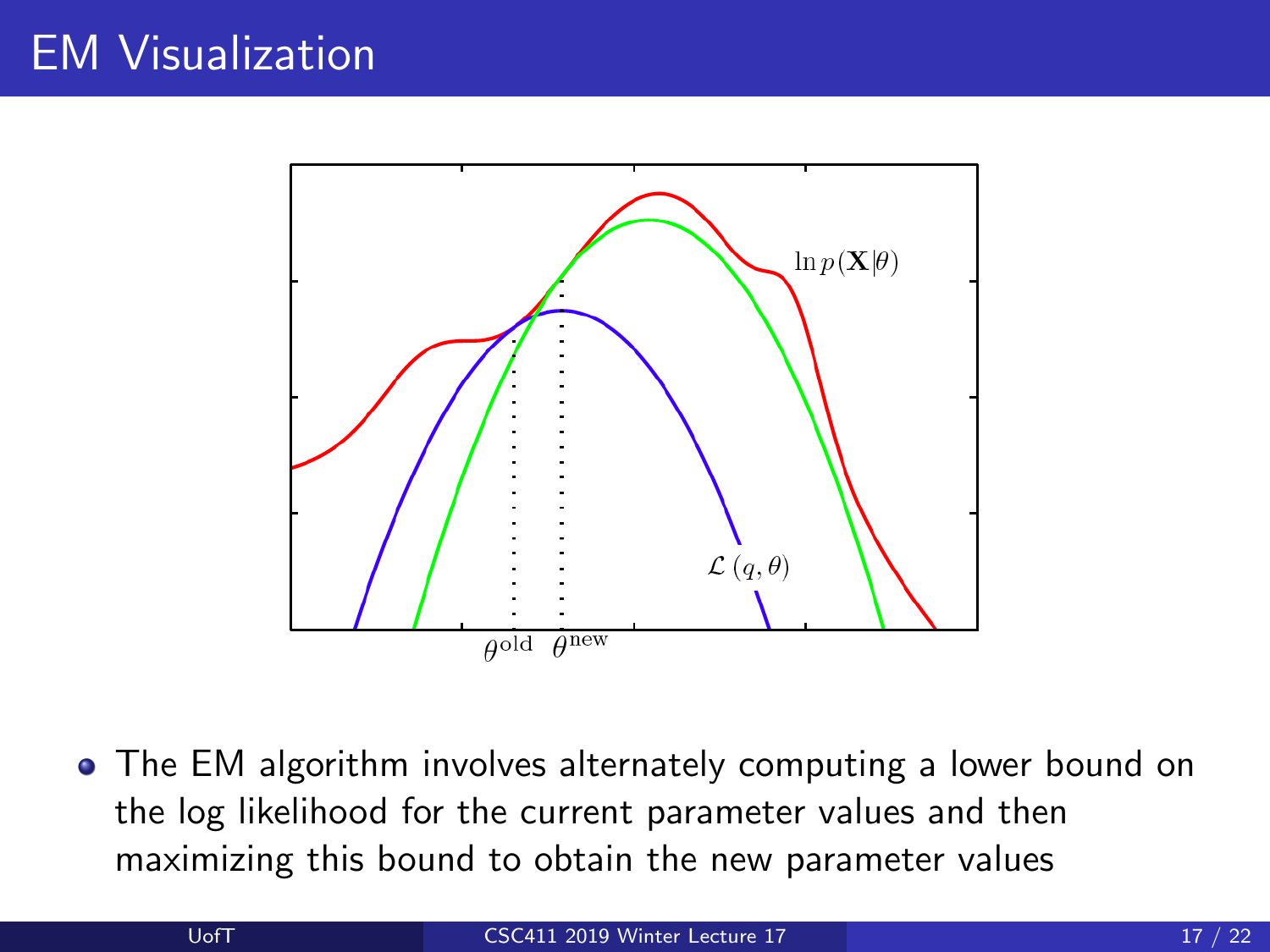# EM Visualization

- The EM algorithm involves alternately computing a lower bound on the log likelihood for the current parameter values and then maximizing this bound to obtain the new parameter values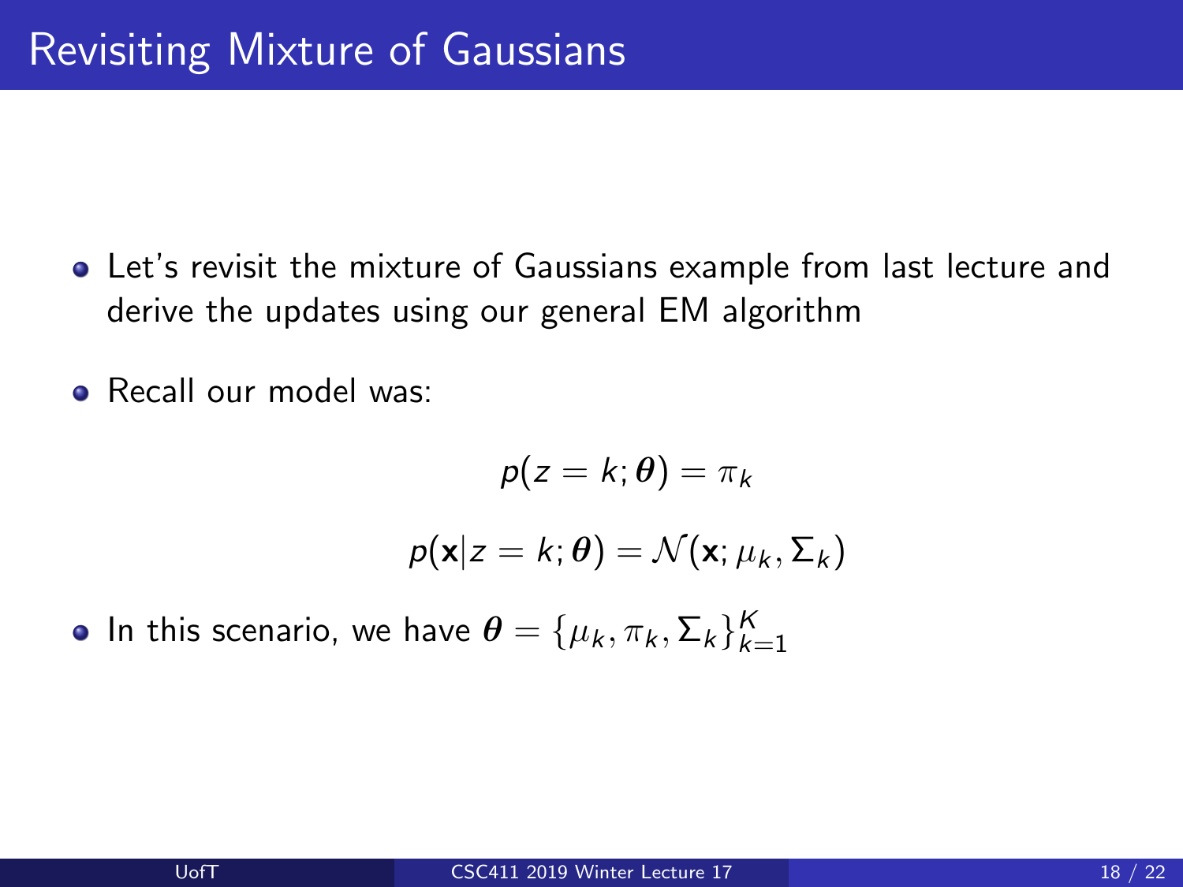# Revisiting Mixture of Gaussians

- Let's revisit the mixture of Gaussians example from last lecture and derive the updates using our general EM algorithm
- Recall our model was:

$$p(z = k; \boldsymbol{\theta}) = \pi_k$$

$$p(\mathbf{x}|z = k; \boldsymbol{\theta}) = \mathcal{N}(\mathbf{x}; \mu_k, \Sigma_k)$$

- In this scenario, we have $\boldsymbol{\theta} = \{\mu_k, \pi_k, \Sigma_k\}_{k=1}^{K}$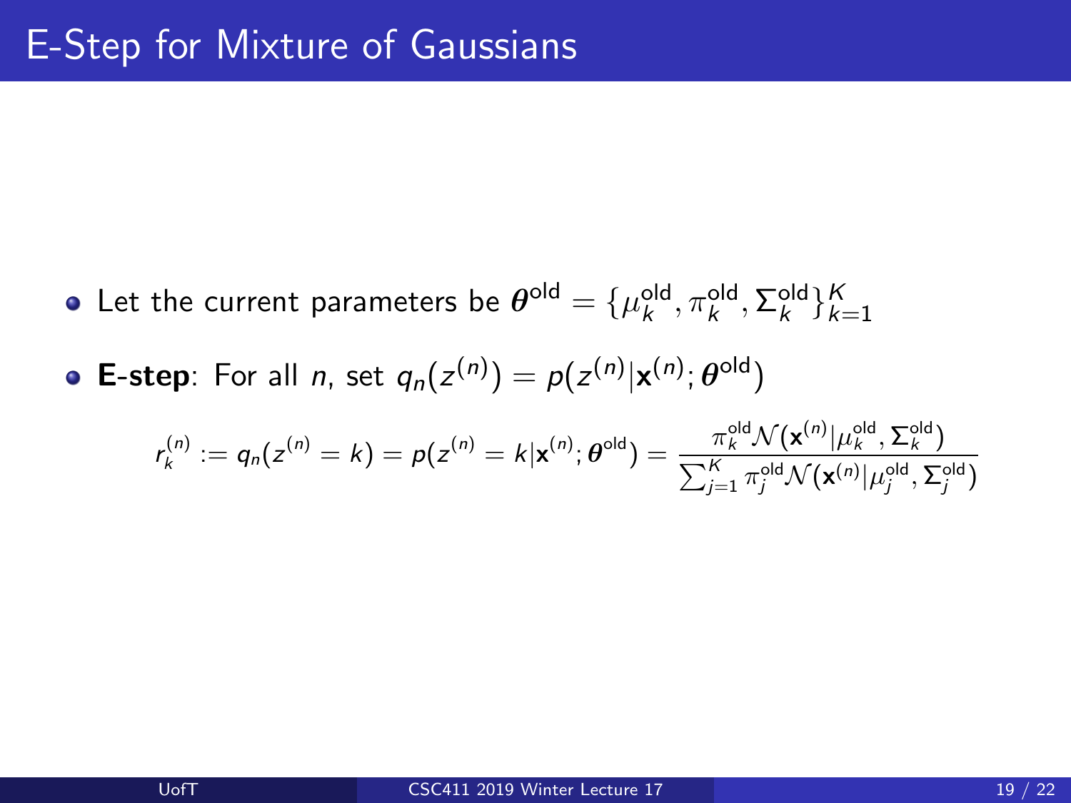# E-Step for Mixture of Gaussians

- Let the current parameters be $\boldsymbol{\theta}^{\text{old}} = \{\mu_k^{\text{old}}, \pi_k^{\text{old}}, \Sigma_k^{\text{old}}\}_{k=1}^{K}$
- **E-step**: For all $n$, set $q_n(z^{(n)}) = p(z^{(n)}|\mathbf{x}^{(n)}; \boldsymbol{\theta}^{\text{old}})$

$$r_k^{(n)} := q_n(z^{(n)} = k) = p(z^{(n)} = k|\mathbf{x}^{(n)}; \boldsymbol{\theta}^{\text{old}}) = \frac{\pi_k^{\text{old}} \mathcal{N}(\mathbf{x}^{(n)}|\mu_k^{\text{old}}, \Sigma_k^{\text{old}})}{\sum_{j=1}^{K} \pi_j^{\text{old}} \mathcal{N}(\mathbf{x}^{(n)}|\mu_j^{\text{old}}, \Sigma_j^{\text{old}})}$$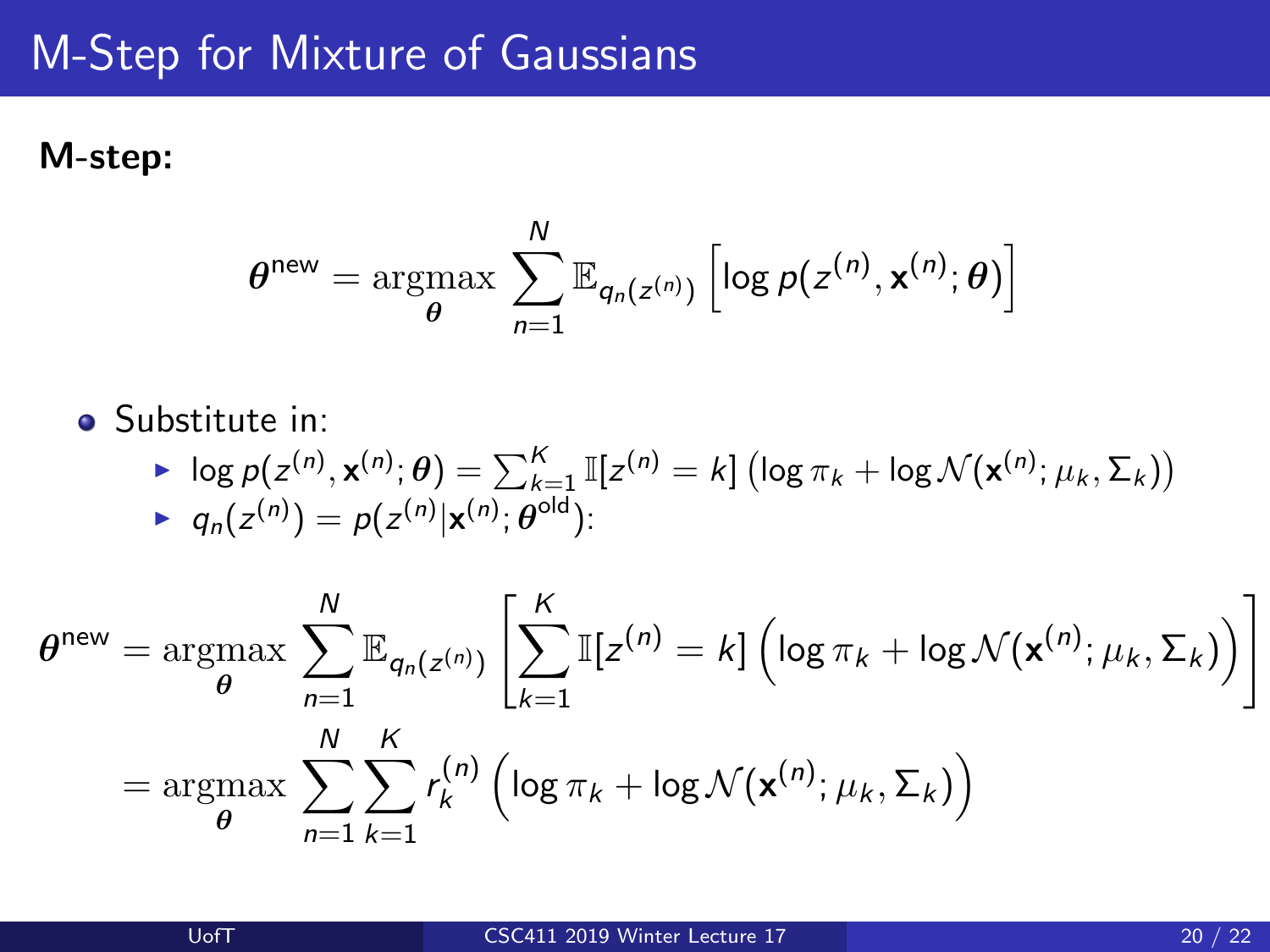# M-Step for Mixture of Gaussians

**M-step:**

$$\boldsymbol{\theta}^{\text{new}} = \underset{\boldsymbol{\theta}}{\operatorname{argmax}} \sum_{n=1}^{N} \mathbb{E}_{q_n(z^{(n)})} \left[ \log p(z^{(n)}, \mathbf{x}^{(n)}; \boldsymbol{\theta}) \right]$$

- Substitute in:
  - $\log p(z^{(n)}, \mathbf{x}^{(n)}; \boldsymbol{\theta}) = \sum_{k=1}^{K} \mathbb{I}[z^{(n)} = k] \left( \log \pi_k + \log \mathcal{N}(\mathbf{x}^{(n)}; \mu_k, \Sigma_k) \right)$
  - $q_n(z^{(n)}) = p(z^{(n)} | \mathbf{x}^{(n)}; \boldsymbol{\theta}^{\text{old}})$:

$$\begin{aligned}
\boldsymbol{\theta}^{\text{new}} &= \underset{\boldsymbol{\theta}}{\operatorname{argmax}} \sum_{n=1}^{N} \mathbb{E}_{q_n(z^{(n)})} \left[ \sum_{k=1}^{K} \mathbb{I}[z^{(n)} = k] \left( \log \pi_k + \log \mathcal{N}(\mathbf{x}^{(n)}; \mu_k, \Sigma_k) \right) \right] \\
&= \underset{\boldsymbol{\theta}}{\operatorname{argmax}} \sum_{n=1}^{N} \sum_{k=1}^{K} r_k^{(n)} \left( \log \pi_k + \log \mathcal{N}(\mathbf{x}^{(n)}; \mu_k, \Sigma_k) \right)
\end{aligned}$$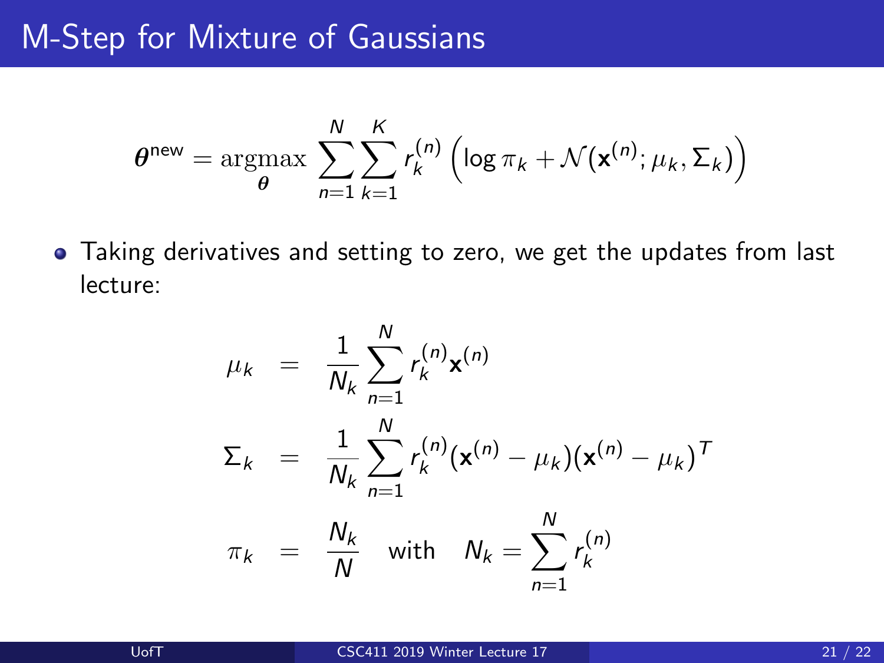# M-Step for Mixture of Gaussians

$$\boldsymbol{\theta}^{\text{new}} = \underset{\boldsymbol{\theta}}{\operatorname{argmax}} \sum_{n=1}^{N} \sum_{k=1}^{K} r_k^{(n)} \left( \log \pi_k + \mathcal{N}(\mathbf{x}^{(n)}; \mu_k, \Sigma_k) \right)$$

- Taking derivatives and setting to zero, we get the updates from last lecture:

$$\begin{aligned}
\mu_k &= \frac{1}{N_k} \sum_{n=1}^{N} r_k^{(n)} \mathbf{x}^{(n)} \\
\Sigma_k &= \frac{1}{N_k} \sum_{n=1}^{N} r_k^{(n)} (\mathbf{x}^{(n)} - \mu_k)(\mathbf{x}^{(n)} - \mu_k)^T \\
\pi_k &= \frac{N_k}{N} \quad \text{with} \quad N_k = \sum_{n=1}^{N} r_k^{(n)}
\end{aligned}$$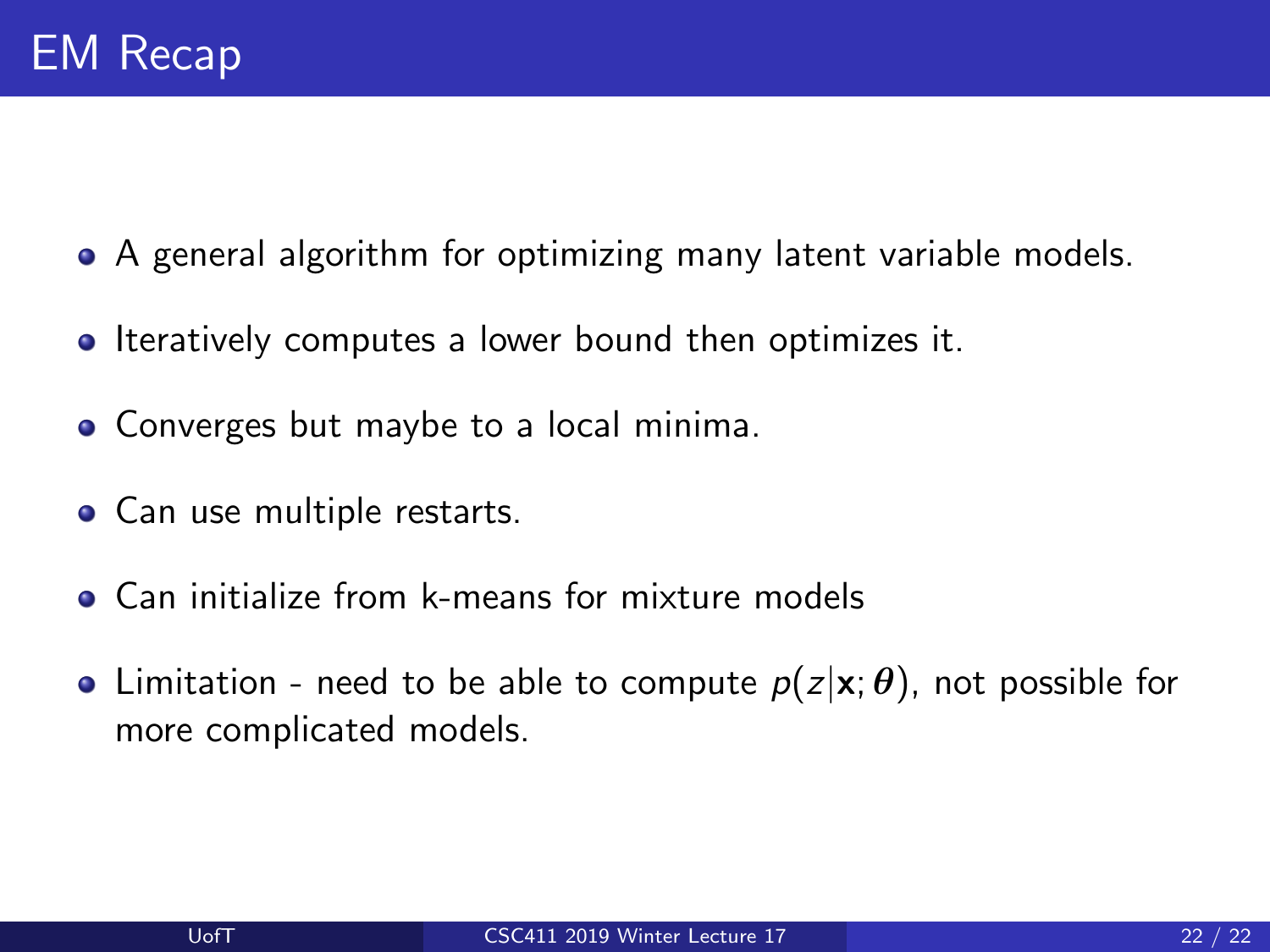# EM Recap

- A general algorithm for optimizing many latent variable models.
- Iteratively computes a lower bound then optimizes it.
- Converges but maybe to a local minima.
- Can use multiple restarts.
- Can initialize from k-means for mixture models
- Limitation - need to be able to compute $p(z|\mathbf{x}; \boldsymbol{\theta})$, not possible for more complicated models.